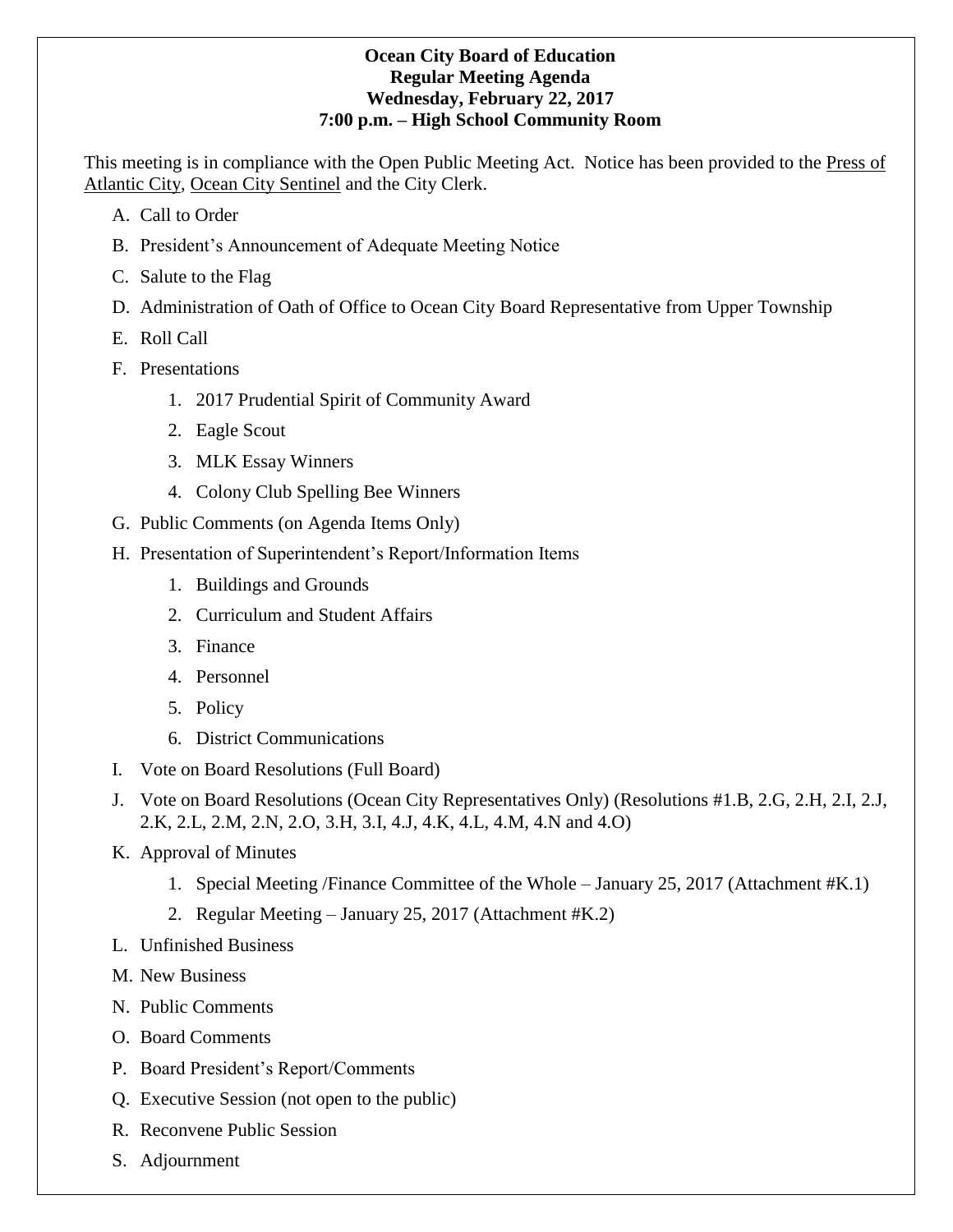**Ocean City Board of Education**
**Regular Meeting Agenda**
**Wednesday, February 22, 2017**
**7:00 p.m. – High School Community Room**

This meeting is in compliance with the Open Public Meeting Act. Notice has been provided to the Press of Atlantic City, Ocean City Sentinel and the City Clerk.

A. Call to Order

B. President's Announcement of Adequate Meeting Notice

C. Salute to the Flag

D. Administration of Oath of Office to Ocean City Board Representative from Upper Township

E. Roll Call

F. Presentations

1. 2017 Prudential Spirit of Community Award
2. Eagle Scout
3. MLK Essay Winners
4. Colony Club Spelling Bee Winners

G. Public Comments (on Agenda Items Only)

H. Presentation of Superintendent's Report/Information Items

1. Buildings and Grounds
2. Curriculum and Student Affairs
3. Finance
4. Personnel
5. Policy
6. District Communications

I. Vote on Board Resolutions (Full Board)

J. Vote on Board Resolutions (Ocean City Representatives Only) (Resolutions #1.B, 2.G, 2.H, 2.I, 2.J, 2.K, 2.L, 2.M, 2.N, 2.O, 3.H, 3.I, 4.J, 4.K, 4.L, 4.M, 4.N and 4.O)

K. Approval of Minutes

1. Special Meeting /Finance Committee of the Whole – January 25, 2017 (Attachment #K.1)
2. Regular Meeting – January 25, 2017 (Attachment #K.2)

L. Unfinished Business

M. New Business

N. Public Comments

O. Board Comments

P. Board President's Report/Comments

Q. Executive Session (not open to the public)

R. Reconvene Public Session

S. Adjournment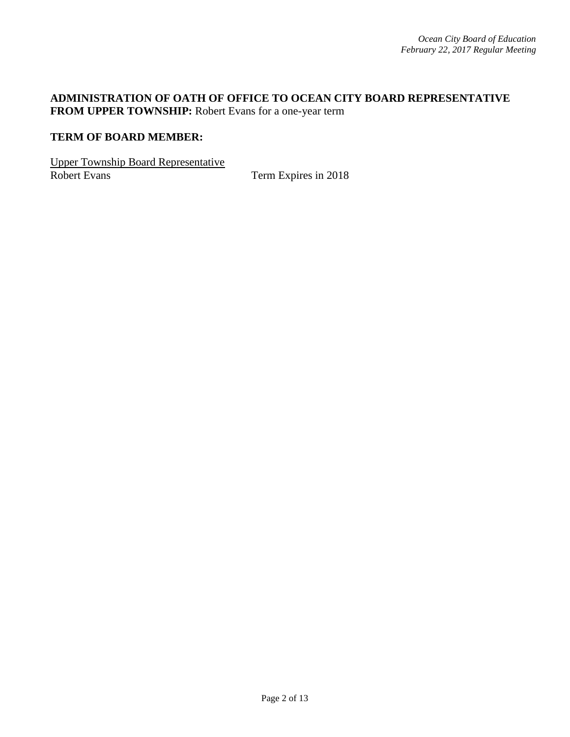**ADMINISTRATION OF OATH OF OFFICE TO OCEAN CITY BOARD REPRESENTATIVE FROM UPPER TOWNSHIP:** Robert Evans for a one-year term

**TERM OF BOARD MEMBER:**

<u>Upper Township Board Representative</u>

Robert Evans Term Expires in 2018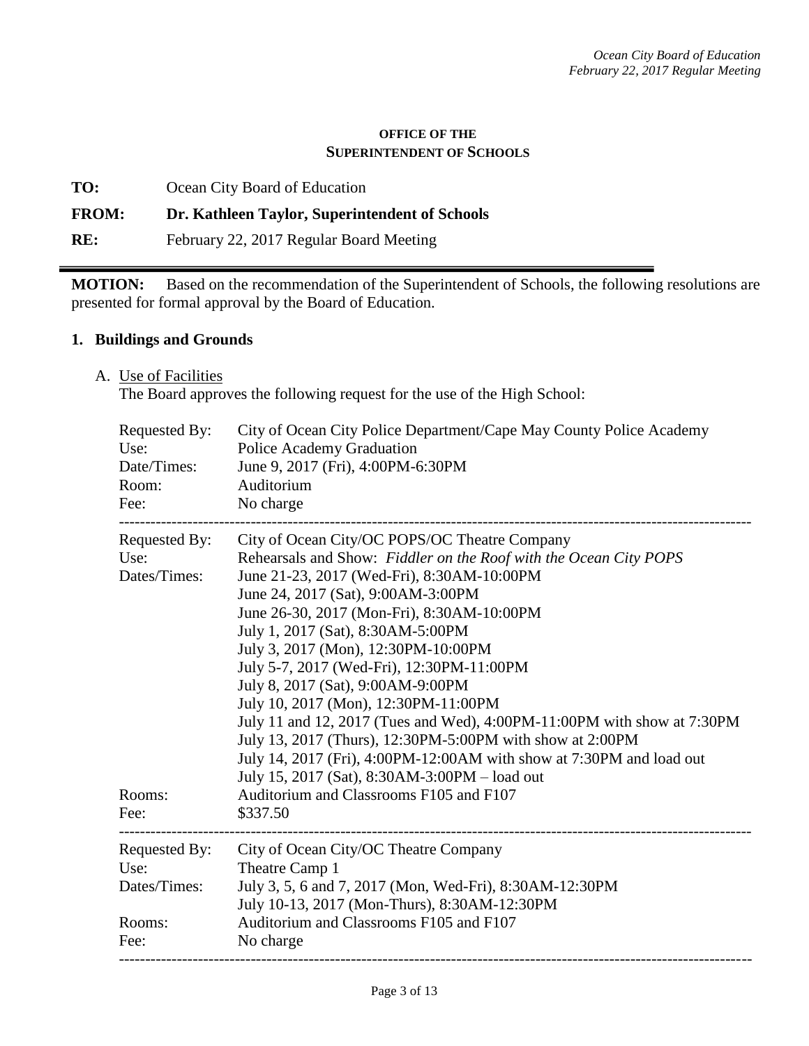**OFFICE OF THE**
**SUPERINTENDENT OF SCHOOLS**

**TO:** Ocean City Board of Education

**FROM:** **Dr. Kathleen Taylor, Superintendent of Schools**

**RE:** February 22, 2017 Regular Board Meeting

---

**MOTION:** Based on the recommendation of the Superintendent of Schools, the following resolutions are presented for formal approval by the Board of Education.

## 1. Buildings and Grounds

A. Use of Facilities

The Board approves the following request for the use of the High School:

Requested By: City of Ocean City Police Department/Cape May County Police Academy
Use: Police Academy Graduation
Date/Times: June 9, 2017 (Fri), 4:00PM-6:30PM
Room: Auditorium
Fee: No charge

---

Requested By: City of Ocean City/OC POPS/OC Theatre Company
Use: Rehearsals and Show: *Fiddler on the Roof with the Ocean City POPS*
Dates/Times: June 21-23, 2017 (Wed-Fri), 8:30AM-10:00PM
June 24, 2017 (Sat), 9:00AM-3:00PM
June 26-30, 2017 (Mon-Fri), 8:30AM-10:00PM
July 1, 2017 (Sat), 8:30AM-5:00PM
July 3, 2017 (Mon), 12:30PM-10:00PM
July 5-7, 2017 (Wed-Fri), 12:30PM-11:00PM
July 8, 2017 (Sat), 9:00AM-9:00PM
July 10, 2017 (Mon), 12:30PM-11:00PM
July 11 and 12, 2017 (Tues and Wed), 4:00PM-11:00PM with show at 7:30PM
July 13, 2017 (Thurs), 12:30PM-5:00PM with show at 2:00PM
July 14, 2017 (Fri), 4:00PM-12:00AM with show at 7:30PM and load out
July 15, 2017 (Sat), 8:30AM-3:00PM – load out
Rooms: Auditorium and Classrooms F105 and F107
Fee: $337.50

---

Requested By: City of Ocean City/OC Theatre Company
Use: Theatre Camp 1
Dates/Times: July 3, 5, 6 and 7, 2017 (Mon, Wed-Fri), 8:30AM-12:30PM
July 10-13, 2017 (Mon-Thurs), 8:30AM-12:30PM
Rooms: Auditorium and Classrooms F105 and F107
Fee: No charge

---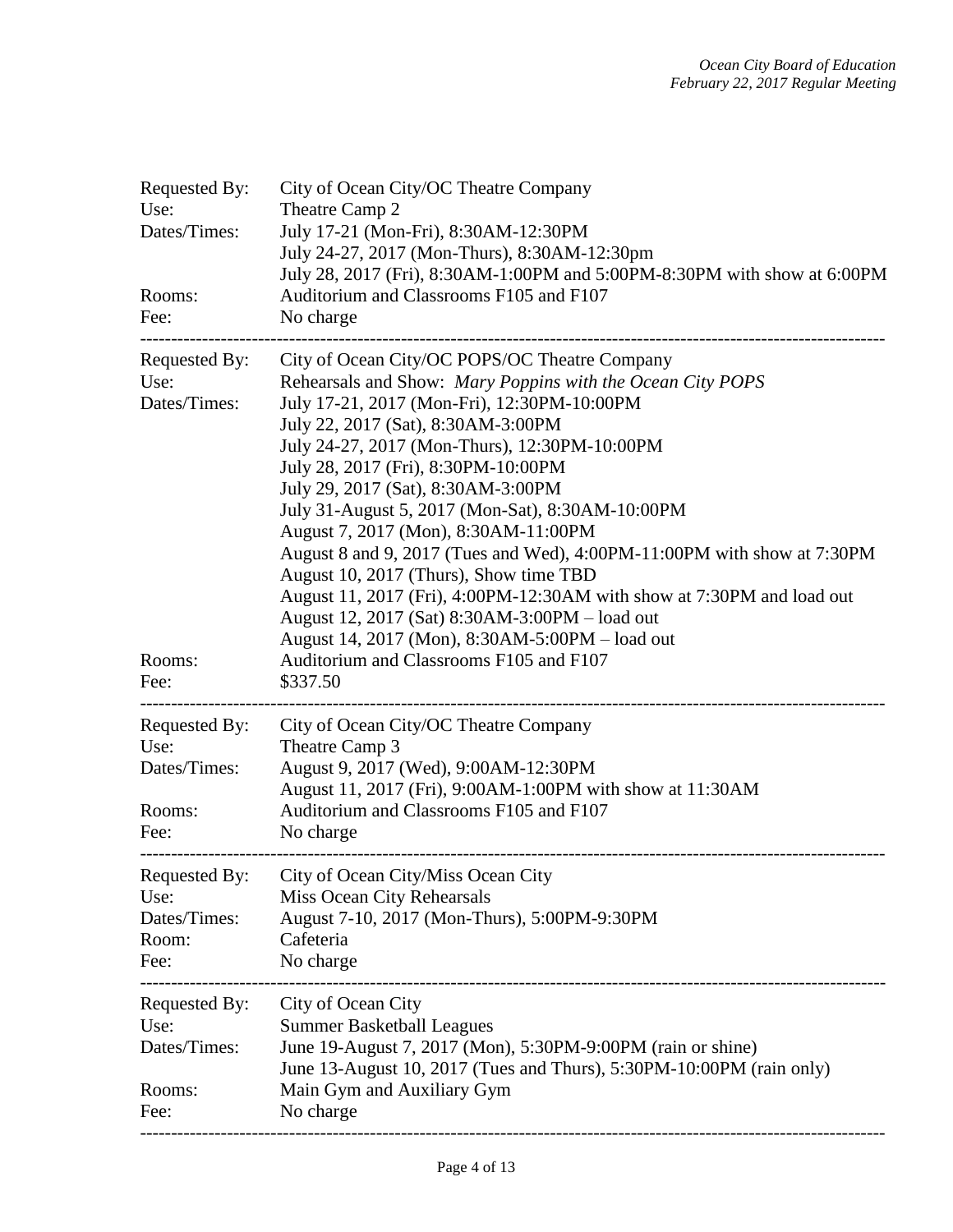Requested By: City of Ocean City/OC Theatre Company
Use: Theatre Camp 2
Dates/Times: July 17-21 (Mon-Fri), 8:30AM-12:30PM
July 24-27, 2017 (Mon-Thurs), 8:30AM-12:30pm
July 28, 2017 (Fri), 8:30AM-1:00PM and 5:00PM-8:30PM with show at 6:00PM
Rooms: Auditorium and Classrooms F105 and F107
Fee: No charge

---

Requested By: City of Ocean City/OC POPS/OC Theatre Company
Use: Rehearsals and Show: *Mary Poppins with the Ocean City POPS*
Dates/Times: July 17-21, 2017 (Mon-Fri), 12:30PM-10:00PM
July 22, 2017 (Sat), 8:30AM-3:00PM
July 24-27, 2017 (Mon-Thurs), 12:30PM-10:00PM
July 28, 2017 (Fri), 8:30PM-10:00PM
July 29, 2017 (Sat), 8:30AM-3:00PM
July 31-August 5, 2017 (Mon-Sat), 8:30AM-10:00PM
August 7, 2017 (Mon), 8:30AM-11:00PM
August 8 and 9, 2017 (Tues and Wed), 4:00PM-11:00PM with show at 7:30PM
August 10, 2017 (Thurs), Show time TBD
August 11, 2017 (Fri), 4:00PM-12:30AM with show at 7:30PM and load out
August 12, 2017 (Sat) 8:30AM-3:00PM – load out
August 14, 2017 (Mon), 8:30AM-5:00PM – load out
Rooms: Auditorium and Classrooms F105 and F107
Fee: $337.50

---

Requested By: City of Ocean City/OC Theatre Company
Use: Theatre Camp 3
Dates/Times: August 9, 2017 (Wed), 9:00AM-12:30PM
August 11, 2017 (Fri), 9:00AM-1:00PM with show at 11:30AM
Rooms: Auditorium and Classrooms F105 and F107
Fee: No charge

---

Requested By: City of Ocean City/Miss Ocean City
Use: Miss Ocean City Rehearsals
Dates/Times: August 7-10, 2017 (Mon-Thurs), 5:00PM-9:30PM
Room: Cafeteria
Fee: No charge

---

Requested By: City of Ocean City
Use: Summer Basketball Leagues
Dates/Times: June 19-August 7, 2017 (Mon), 5:30PM-9:00PM (rain or shine)
June 13-August 10, 2017 (Tues and Thurs), 5:30PM-10:00PM (rain only)
Rooms: Main Gym and Auxiliary Gym
Fee: No charge

---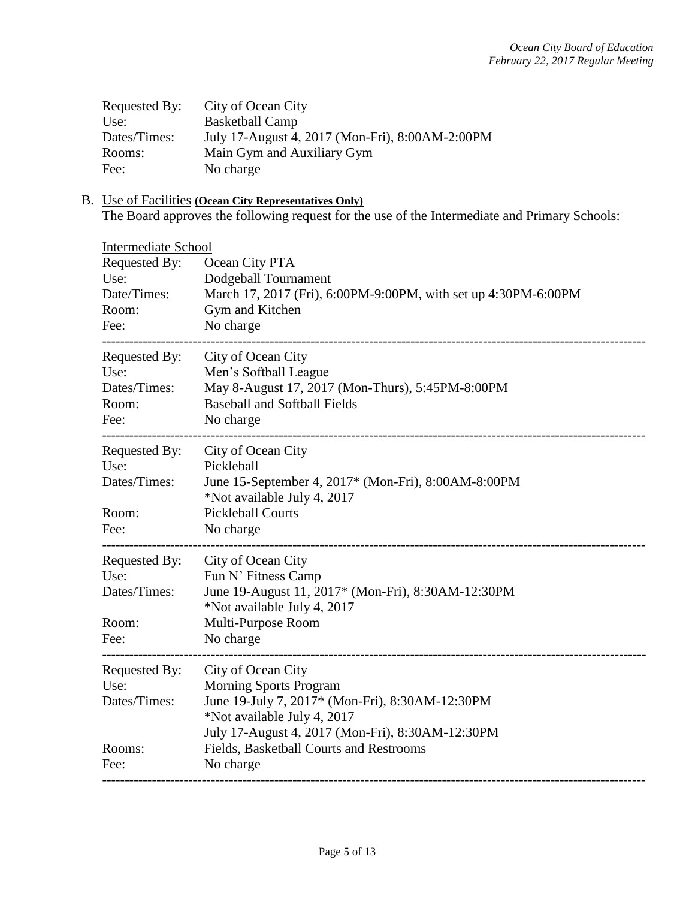Requested By: City of Ocean City
Use: Basketball Camp
Dates/Times: July 17-August 4, 2017 (Mon-Fri), 8:00AM-2:00PM
Rooms: Main Gym and Auxiliary Gym
Fee: No charge

B. Use of Facilities **(Ocean City Representatives Only)**
The Board approves the following request for the use of the Intermediate and Primary Schools:

Intermediate School

Requested By: Ocean City PTA
Use: Dodgeball Tournament
Date/Times: March 17, 2017 (Fri), 6:00PM-9:00PM, with set up 4:30PM-6:00PM
Room: Gym and Kitchen
Fee: No charge

---

Requested By: City of Ocean City
Use: Men's Softball League
Dates/Times: May 8-August 17, 2017 (Mon-Thurs), 5:45PM-8:00PM
Room: Baseball and Softball Fields
Fee: No charge

---

Requested By: City of Ocean City
Use: Pickleball
Dates/Times: June 15-September 4, 2017* (Mon-Fri), 8:00AM-8:00PM
*Not available July 4, 2017
Room: Pickleball Courts
Fee: No charge

---

Requested By: City of Ocean City
Use: Fun N' Fitness Camp
Dates/Times: June 19-August 11, 2017* (Mon-Fri), 8:30AM-12:30PM
*Not available July 4, 2017
Room: Multi-Purpose Room
Fee: No charge

---

Requested By: City of Ocean City
Use: Morning Sports Program
Dates/Times: June 19-July 7, 2017* (Mon-Fri), 8:30AM-12:30PM
*Not available July 4, 2017
July 17-August 4, 2017 (Mon-Fri), 8:30AM-12:30PM
Rooms: Fields, Basketball Courts and Restrooms
Fee: No charge

---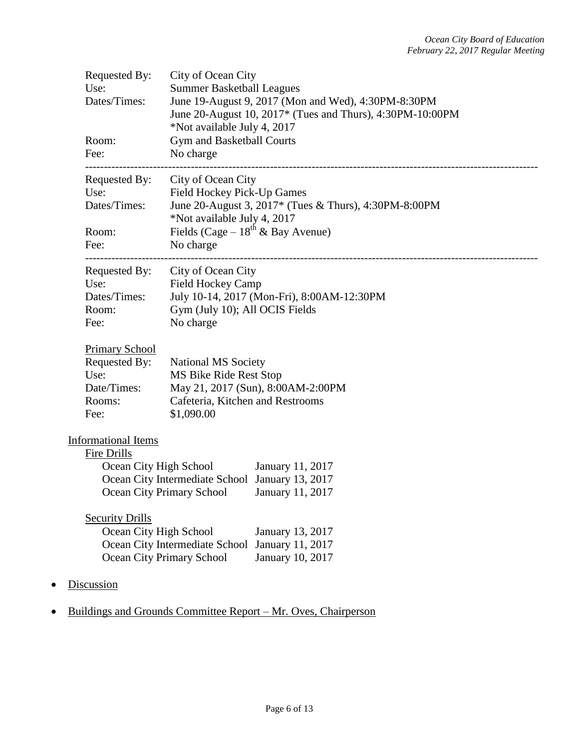Requested By: City of Ocean City
Use: Summer Basketball Leagues
Dates/Times: June 19-August 9, 2017 (Mon and Wed), 4:30PM-8:30PM
June 20-August 10, 2017* (Tues and Thurs), 4:30PM-10:00PM
*Not available July 4, 2017
Room: Gym and Basketball Courts
Fee: No charge

---

Requested By: City of Ocean City
Use: Field Hockey Pick-Up Games
Dates/Times: June 20-August 3, 2017* (Tues & Thurs), 4:30PM-8:00PM
*Not available July 4, 2017
Room: Fields (Cage – 18th & Bay Avenue)
Fee: No charge

---

Requested By: City of Ocean City
Use: Field Hockey Camp
Dates/Times: July 10-14, 2017 (Mon-Fri), 8:00AM-12:30PM
Room: Gym (July 10); All OCIS Fields
Fee: No charge

<u>Primary School</u>
Requested By: National MS Society
Use: MS Bike Ride Rest Stop
Date/Times: May 21, 2017 (Sun), 8:00AM-2:00PM
Rooms: Cafeteria, Kitchen and Restrooms
Fee: $1,090.00

<u>Informational Items</u>

<u>Fire Drills</u>

| | |
|---|---|
| Ocean City High School | January 11, 2017 |
| Ocean City Intermediate School | January 13, 2017 |
| Ocean City Primary School | January 11, 2017 |

<u>Security Drills</u>

| | |
|---|---|
| Ocean City High School | January 13, 2017 |
| Ocean City Intermediate School | January 11, 2017 |
| Ocean City Primary School | January 10, 2017 |

- <u>Discussion</u>
- <u>Buildings and Grounds Committee Report – Mr. Oves, Chairperson</u>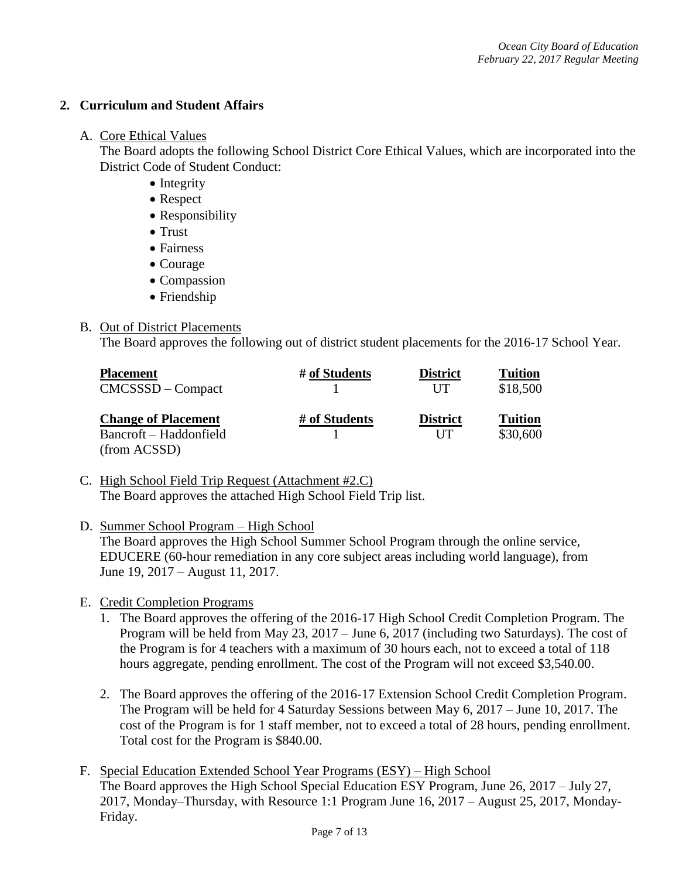## 2. Curriculum and Student Affairs

A. Core Ethical Values

The Board adopts the following School District Core Ethical Values, which are incorporated into the District Code of Student Conduct:

- Integrity
- Respect
- Responsibility
- Trust
- Fairness
- Courage
- Compassion
- Friendship

B. Out of District Placements

The Board approves the following out of district student placements for the 2016-17 School Year.

| Placement | # of Students | District | Tuition |
|---|---|---|---|
| CMCSSSD – Compact | 1 | UT | $18,500 |

| Change of Placement | # of Students | District | Tuition |
|---|---|---|---|
| Bancroft – Haddonfield (from ACSSD) | 1 | UT | $30,600 |

C. High School Field Trip Request (Attachment #2.C)

The Board approves the attached High School Field Trip list.

D. Summer School Program – High School

The Board approves the High School Summer School Program through the online service, EDUCERE (60-hour remediation in any core subject areas including world language), from June 19, 2017 – August 11, 2017.

E. Credit Completion Programs

1. The Board approves the offering of the 2016-17 High School Credit Completion Program. The Program will be held from May 23, 2017 – June 6, 2017 (including two Saturdays). The cost of the Program is for 4 teachers with a maximum of 30 hours each, not to exceed a total of 118 hours aggregate, pending enrollment. The cost of the Program will not exceed $3,540.00.

2. The Board approves the offering of the 2016-17 Extension School Credit Completion Program. The Program will be held for 4 Saturday Sessions between May 6, 2017 – June 10, 2017. The cost of the Program is for 1 staff member, not to exceed a total of 28 hours, pending enrollment. Total cost for the Program is $840.00.

F. Special Education Extended School Year Programs (ESY) – High School

The Board approves the High School Special Education ESY Program, June 26, 2017 – July 27, 2017, Monday–Thursday, with Resource 1:1 Program June 16, 2017 – August 25, 2017, Monday-Friday.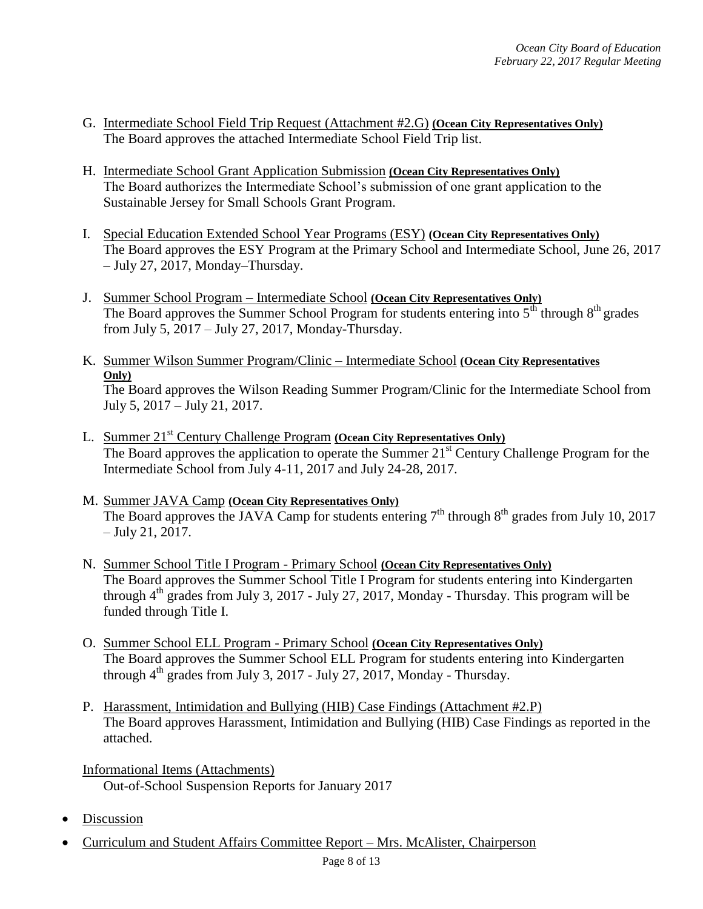G. Intermediate School Field Trip Request (Attachment #2.G) **(Ocean City Representatives Only)**
The Board approves the attached Intermediate School Field Trip list.

H. Intermediate School Grant Application Submission **(Ocean City Representatives Only)**
The Board authorizes the Intermediate School's submission of one grant application to the Sustainable Jersey for Small Schools Grant Program.

I. Special Education Extended School Year Programs (ESY) **(Ocean City Representatives Only)**
The Board approves the ESY Program at the Primary School and Intermediate School, June 26, 2017 – July 27, 2017, Monday–Thursday.

J. Summer School Program – Intermediate School **(Ocean City Representatives Only)**
The Board approves the Summer School Program for students entering into 5th through 8th grades from July 5, 2017 – July 27, 2017, Monday-Thursday.

K. Summer Wilson Summer Program/Clinic – Intermediate School **(Ocean City Representatives Only)**
The Board approves the Wilson Reading Summer Program/Clinic for the Intermediate School from July 5, 2017 – July 21, 2017.

L. Summer 21st Century Challenge Program **(Ocean City Representatives Only)**
The Board approves the application to operate the Summer 21st Century Challenge Program for the Intermediate School from July 4-11, 2017 and July 24-28, 2017.

M. Summer JAVA Camp **(Ocean City Representatives Only)**
The Board approves the JAVA Camp for students entering 7th through 8th grades from July 10, 2017 – July 21, 2017.

N. Summer School Title I Program - Primary School **(Ocean City Representatives Only)**
The Board approves the Summer School Title I Program for students entering into Kindergarten through 4th grades from July 3, 2017 - July 27, 2017, Monday - Thursday. This program will be funded through Title I.

O. Summer School ELL Program - Primary School **(Ocean City Representatives Only)**
The Board approves the Summer School ELL Program for students entering into Kindergarten through 4th grades from July 3, 2017 - July 27, 2017, Monday - Thursday.

P. Harassment, Intimidation and Bullying (HIB) Case Findings (Attachment #2.P)
The Board approves Harassment, Intimidation and Bullying (HIB) Case Findings as reported in the attached.

Informational Items (Attachments)
Out-of-School Suspension Reports for January 2017

- Discussion
- Curriculum and Student Affairs Committee Report – Mrs. McAlister, Chairperson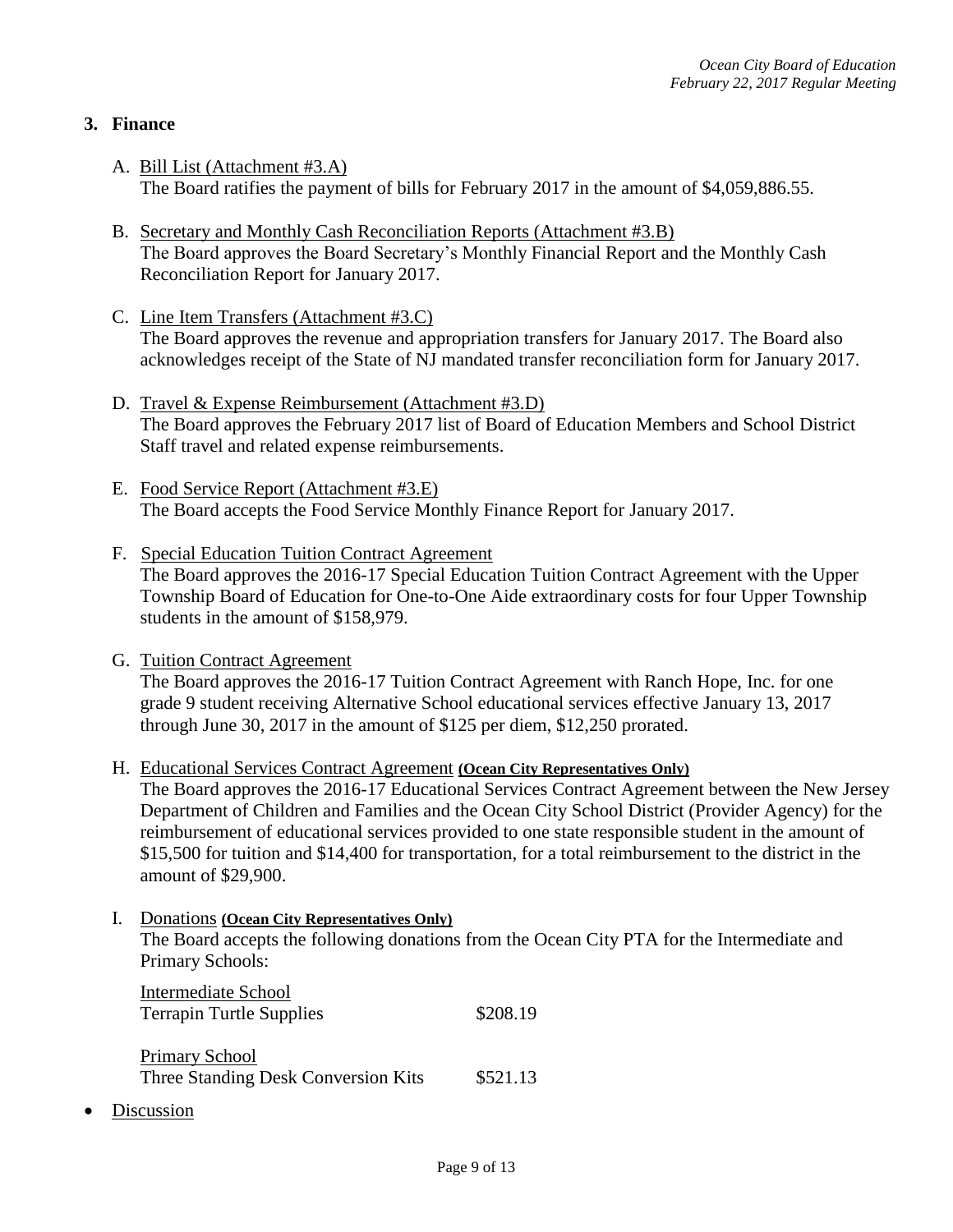## 3. Finance

A. Bill List (Attachment #3.A)
The Board ratifies the payment of bills for February 2017 in the amount of $4,059,886.55.

B. Secretary and Monthly Cash Reconciliation Reports (Attachment #3.B)
The Board approves the Board Secretary's Monthly Financial Report and the Monthly Cash Reconciliation Report for January 2017.

C. Line Item Transfers (Attachment #3.C)
The Board approves the revenue and appropriation transfers for January 2017. The Board also acknowledges receipt of the State of NJ mandated transfer reconciliation form for January 2017.

D. Travel & Expense Reimbursement (Attachment #3.D)
The Board approves the February 2017 list of Board of Education Members and School District Staff travel and related expense reimbursements.

E. Food Service Report (Attachment #3.E)
The Board accepts the Food Service Monthly Finance Report for January 2017.

F. Special Education Tuition Contract Agreement
The Board approves the 2016-17 Special Education Tuition Contract Agreement with the Upper Township Board of Education for One-to-One Aide extraordinary costs for four Upper Township students in the amount of $158,979.

G. Tuition Contract Agreement
The Board approves the 2016-17 Tuition Contract Agreement with Ranch Hope, Inc. for one grade 9 student receiving Alternative School educational services effective January 13, 2017 through June 30, 2017 in the amount of $125 per diem, $12,250 prorated.

H. Educational Services Contract Agreement **(Ocean City Representatives Only)**
The Board approves the 2016-17 Educational Services Contract Agreement between the New Jersey Department of Children and Families and the Ocean City School District (Provider Agency) for the reimbursement of educational services provided to one state responsible student in the amount of $15,500 for tuition and $14,400 for transportation, for a total reimbursement to the district in the amount of $29,900.

I. Donations **(Ocean City Representatives Only)**
The Board accepts the following donations from the Ocean City PTA for the Intermediate and Primary Schools:

Intermediate School
Terrapin Turtle Supplies $208.19

Primary School
Three Standing Desk Conversion Kits $521.13

- Discussion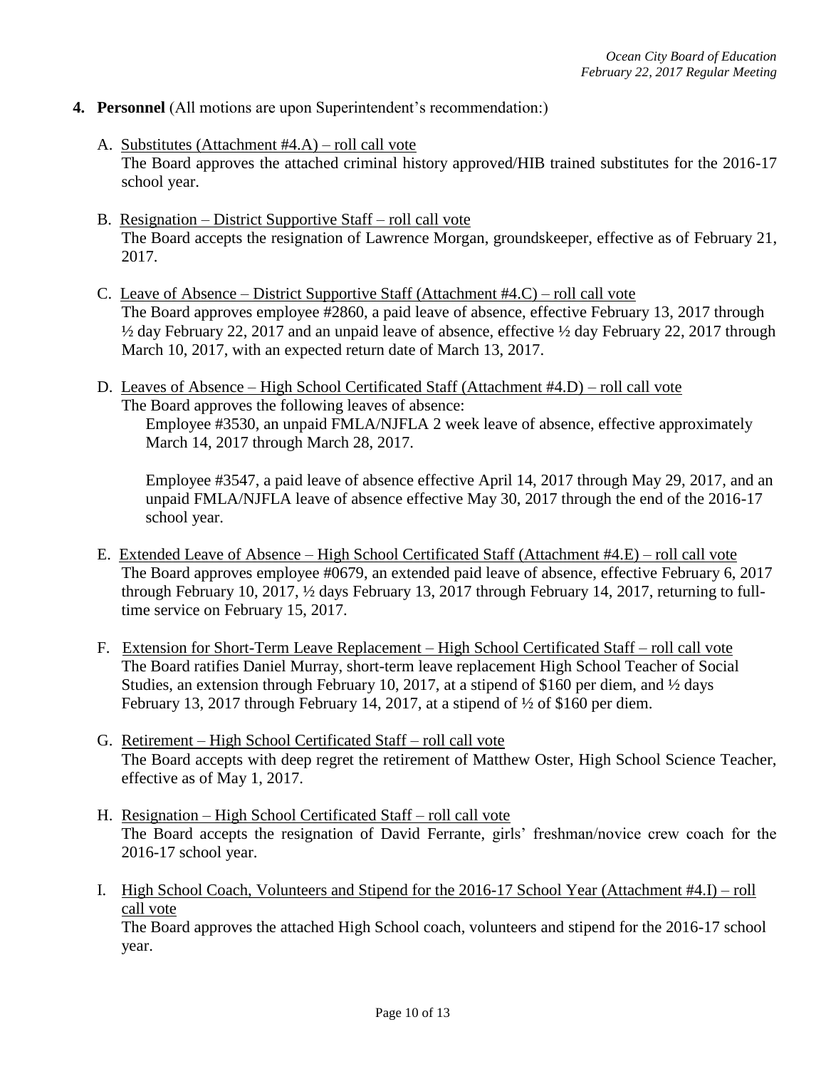4. **Personnel** (All motions are upon Superintendent's recommendation:)

   A. Substitutes (Attachment #4.A) – roll call vote
   The Board approves the attached criminal history approved/HIB trained substitutes for the 2016-17 school year.

   B. Resignation – District Supportive Staff – roll call vote
   The Board accepts the resignation of Lawrence Morgan, groundskeeper, effective as of February 21, 2017.

   C. Leave of Absence – District Supportive Staff (Attachment #4.C) – roll call vote
   The Board approves employee #2860, a paid leave of absence, effective February 13, 2017 through ½ day February 22, 2017 and an unpaid leave of absence, effective ½ day February 22, 2017 through March 10, 2017, with an expected return date of March 13, 2017.

   D. Leaves of Absence – High School Certificated Staff (Attachment #4.D) – roll call vote
   The Board approves the following leaves of absence:

   Employee #3530, an unpaid FMLA/NJFLA 2 week leave of absence, effective approximately March 14, 2017 through March 28, 2017.

   Employee #3547, a paid leave of absence effective April 14, 2017 through May 29, 2017, and an unpaid FMLA/NJFLA leave of absence effective May 30, 2017 through the end of the 2016-17 school year.

   E. Extended Leave of Absence – High School Certificated Staff (Attachment #4.E) – roll call vote
   The Board approves employee #0679, an extended paid leave of absence, effective February 6, 2017 through February 10, 2017, ½ days February 13, 2017 through February 14, 2017, returning to full-time service on February 15, 2017.

   F. Extension for Short-Term Leave Replacement – High School Certificated Staff – roll call vote
   The Board ratifies Daniel Murray, short-term leave replacement High School Teacher of Social Studies, an extension through February 10, 2017, at a stipend of $160 per diem, and ½ days February 13, 2017 through February 14, 2017, at a stipend of ½ of $160 per diem.

   G. Retirement – High School Certificated Staff – roll call vote
   The Board accepts with deep regret the retirement of Matthew Oster, High School Science Teacher, effective as of May 1, 2017.

   H. Resignation – High School Certificated Staff – roll call vote
   The Board accepts the resignation of David Ferrante, girls' freshman/novice crew coach for the 2016-17 school year.

   I. High School Coach, Volunteers and Stipend for the 2016-17 School Year (Attachment #4.I) – roll call vote
   The Board approves the attached High School coach, volunteers and stipend for the 2016-17 school year.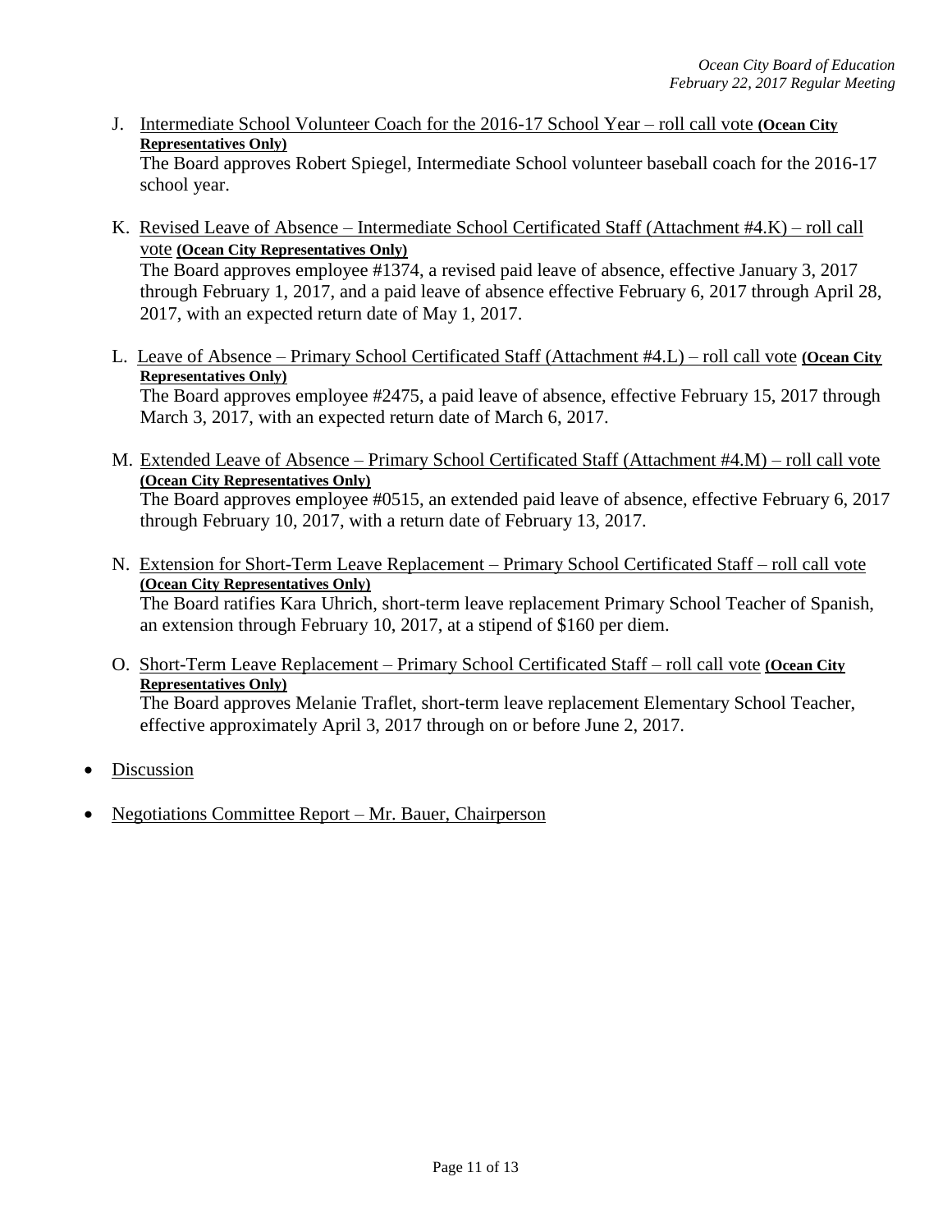J. Intermediate School Volunteer Coach for the 2016-17 School Year – roll call vote **(Ocean City Representatives Only)**
The Board approves Robert Spiegel, Intermediate School volunteer baseball coach for the 2016-17 school year.

K. Revised Leave of Absence – Intermediate School Certificated Staff (Attachment #4.K) – roll call vote **(Ocean City Representatives Only)**
The Board approves employee #1374, a revised paid leave of absence, effective January 3, 2017 through February 1, 2017, and a paid leave of absence effective February 6, 2017 through April 28, 2017, with an expected return date of May 1, 2017.

L. Leave of Absence – Primary School Certificated Staff (Attachment #4.L) – roll call vote **(Ocean City Representatives Only)**
The Board approves employee #2475, a paid leave of absence, effective February 15, 2017 through March 3, 2017, with an expected return date of March 6, 2017.

M. Extended Leave of Absence – Primary School Certificated Staff (Attachment #4.M) – roll call vote **(Ocean City Representatives Only)**
The Board approves employee #0515, an extended paid leave of absence, effective February 6, 2017 through February 10, 2017, with a return date of February 13, 2017.

N. Extension for Short-Term Leave Replacement – Primary School Certificated Staff – roll call vote **(Ocean City Representatives Only)**
The Board ratifies Kara Uhrich, short-term leave replacement Primary School Teacher of Spanish, an extension through February 10, 2017, at a stipend of $160 per diem.

O. Short-Term Leave Replacement – Primary School Certificated Staff – roll call vote **(Ocean City Representatives Only)**
The Board approves Melanie Traflet, short-term leave replacement Elementary School Teacher, effective approximately April 3, 2017 through on or before June 2, 2017.

- Discussion
- Negotiations Committee Report – Mr. Bauer, Chairperson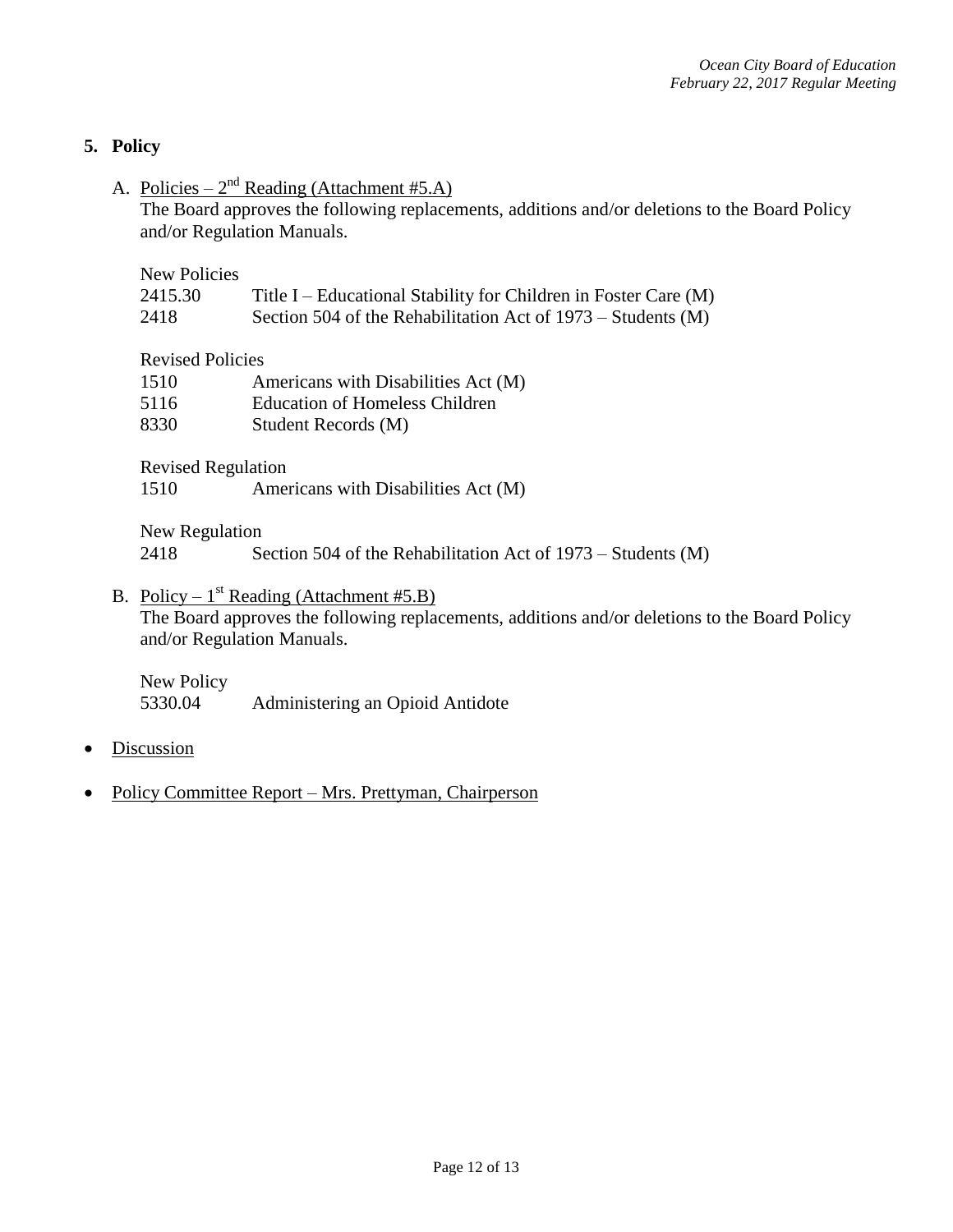## 5. Policy

A. Policies – 2nd Reading (Attachment #5.A)

The Board approves the following replacements, additions and/or deletions to the Board Policy and/or Regulation Manuals.

New Policies

| | |
|---|---|
| 2415.30 | Title I – Educational Stability for Children in Foster Care (M) |
| 2418 | Section 504 of the Rehabilitation Act of 1973 – Students (M) |

Revised Policies

| | |
|---|---|
| 1510 | Americans with Disabilities Act (M) |
| 5116 | Education of Homeless Children |
| 8330 | Student Records (M) |

Revised Regulation

| | |
|---|---|
| 1510 | Americans with Disabilities Act (M) |

New Regulation

| | |
|---|---|
| 2418 | Section 504 of the Rehabilitation Act of 1973 – Students (M) |

B. Policy – 1st Reading (Attachment #5.B)

The Board approves the following replacements, additions and/or deletions to the Board Policy and/or Regulation Manuals.

New Policy

| | |
|---|---|
| 5330.04 | Administering an Opioid Antidote |

- Discussion
- Policy Committee Report – Mrs. Prettyman, Chairperson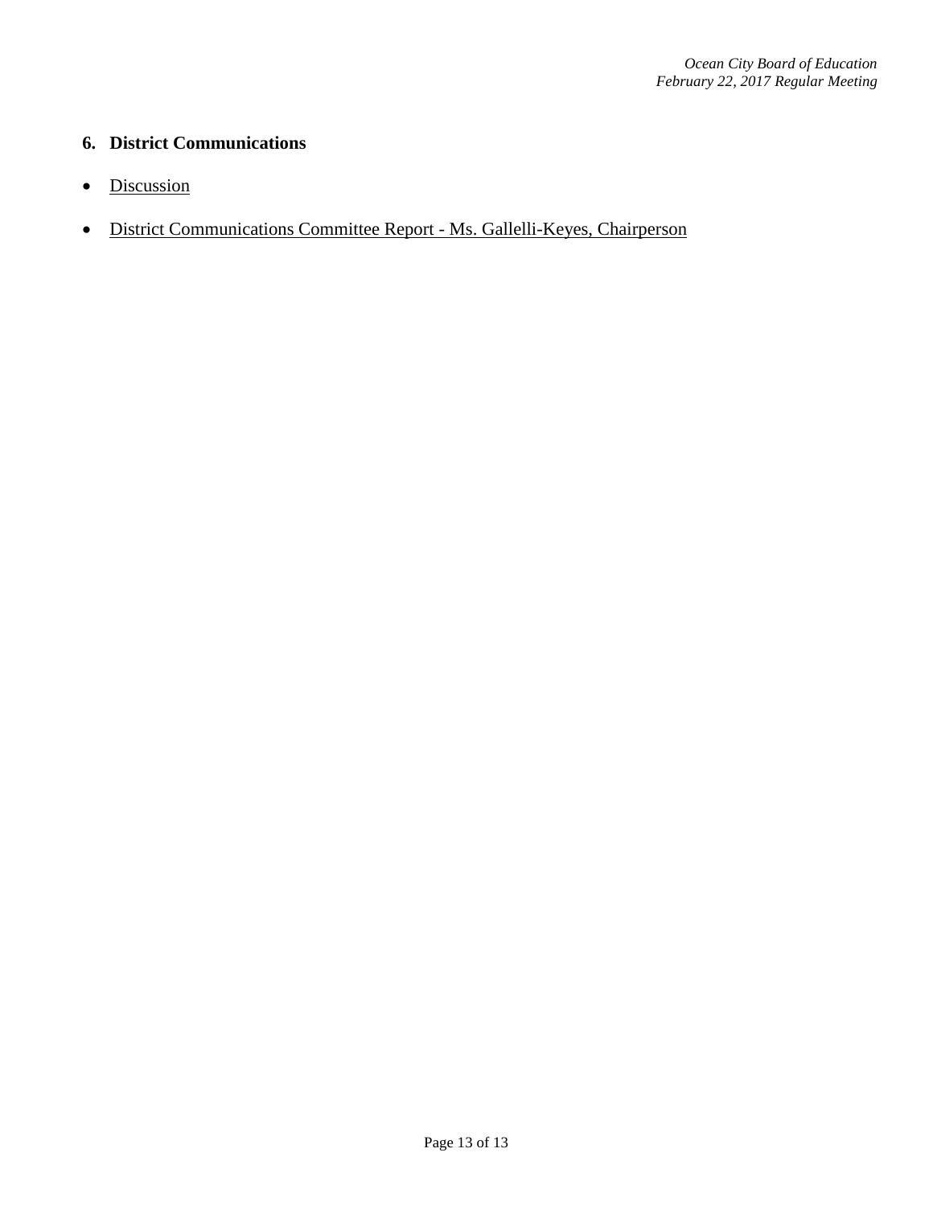## 6. District Communications

- <u>Discussion</u>

- <u>District Communications Committee Report - Ms. Gallelli-Keyes, Chairperson</u>